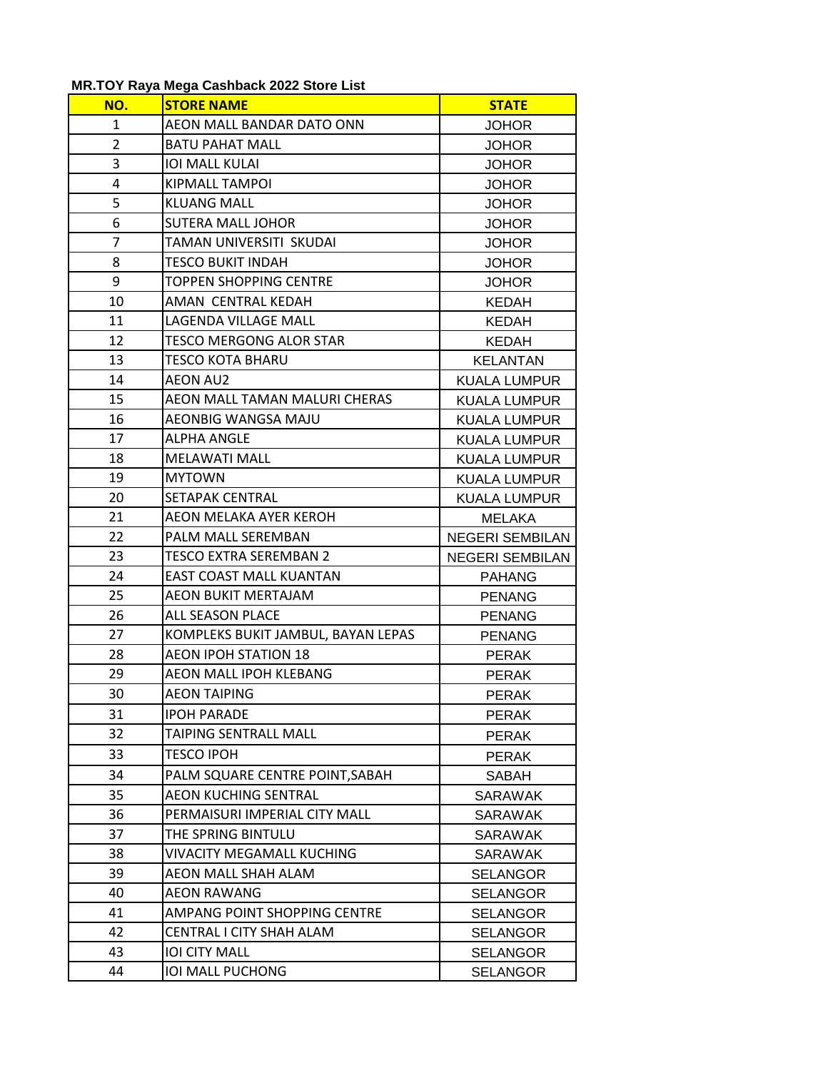**MR.TOY Raya Mega Cashback 2022 Store List**

| NO. | STORE NAME | STATE |
|---|---|---|
| 1 | AEON MALL BANDAR DATO ONN | JOHOR |
| 2 | BATU PAHAT MALL | JOHOR |
| 3 | IOI MALL KULAI | JOHOR |
| 4 | KIPMALL TAMPOI | JOHOR |
| 5 | KLUANG MALL | JOHOR |
| 6 | SUTERA MALL JOHOR | JOHOR |
| 7 | TAMAN UNIVERSITI SKUDAI | JOHOR |
| 8 | TESCO BUKIT INDAH | JOHOR |
| 9 | TOPPEN SHOPPING CENTRE | JOHOR |
| 10 | AMAN CENTRAL KEDAH | KEDAH |
| 11 | LAGENDA VILLAGE MALL | KEDAH |
| 12 | TESCO MERGONG ALOR STAR | KEDAH |
| 13 | TESCO KOTA BHARU | KELANTAN |
| 14 | AEON AU2 | KUALA LUMPUR |
| 15 | AEON MALL TAMAN MALURI CHERAS | KUALA LUMPUR |
| 16 | AEONBIG WANGSA MAJU | KUALA LUMPUR |
| 17 | ALPHA ANGLE | KUALA LUMPUR |
| 18 | MELAWATI MALL | KUALA LUMPUR |
| 19 | MYTOWN | KUALA LUMPUR |
| 20 | SETAPAK CENTRAL | KUALA LUMPUR |
| 21 | AEON MELAKA AYER KEROH | MELAKA |
| 22 | PALM MALL SEREMBAN | NEGERI SEMBILAN |
| 23 | TESCO EXTRA SEREMBAN 2 | NEGERI SEMBILAN |
| 24 | EAST COAST MALL KUANTAN | PAHANG |
| 25 | AEON BUKIT MERTAJAM | PENANG |
| 26 | ALL SEASON PLACE | PENANG |
| 27 | KOMPLEKS BUKIT JAMBUL, BAYAN LEPAS | PENANG |
| 28 | AEON IPOH STATION 18 | PERAK |
| 29 | AEON MALL IPOH KLEBANG | PERAK |
| 30 | AEON TAIPING | PERAK |
| 31 | IPOH PARADE | PERAK |
| 32 | TAIPING SENTRALL MALL | PERAK |
| 33 | TESCO IPOH | PERAK |
| 34 | PALM SQUARE CENTRE POINT,SABAH | SABAH |
| 35 | AEON KUCHING SENTRAL | SARAWAK |
| 36 | PERMAISURI IMPERIAL CITY MALL | SARAWAK |
| 37 | THE SPRING BINTULU | SARAWAK |
| 38 | VIVACITY MEGAMALL KUCHING | SARAWAK |
| 39 | AEON MALL SHAH ALAM | SELANGOR |
| 40 | AEON RAWANG | SELANGOR |
| 41 | AMPANG POINT SHOPPING CENTRE | SELANGOR |
| 42 | CENTRAL I CITY SHAH ALAM | SELANGOR |
| 43 | IOI CITY MALL | SELANGOR |
| 44 | IOI MALL PUCHONG | SELANGOR |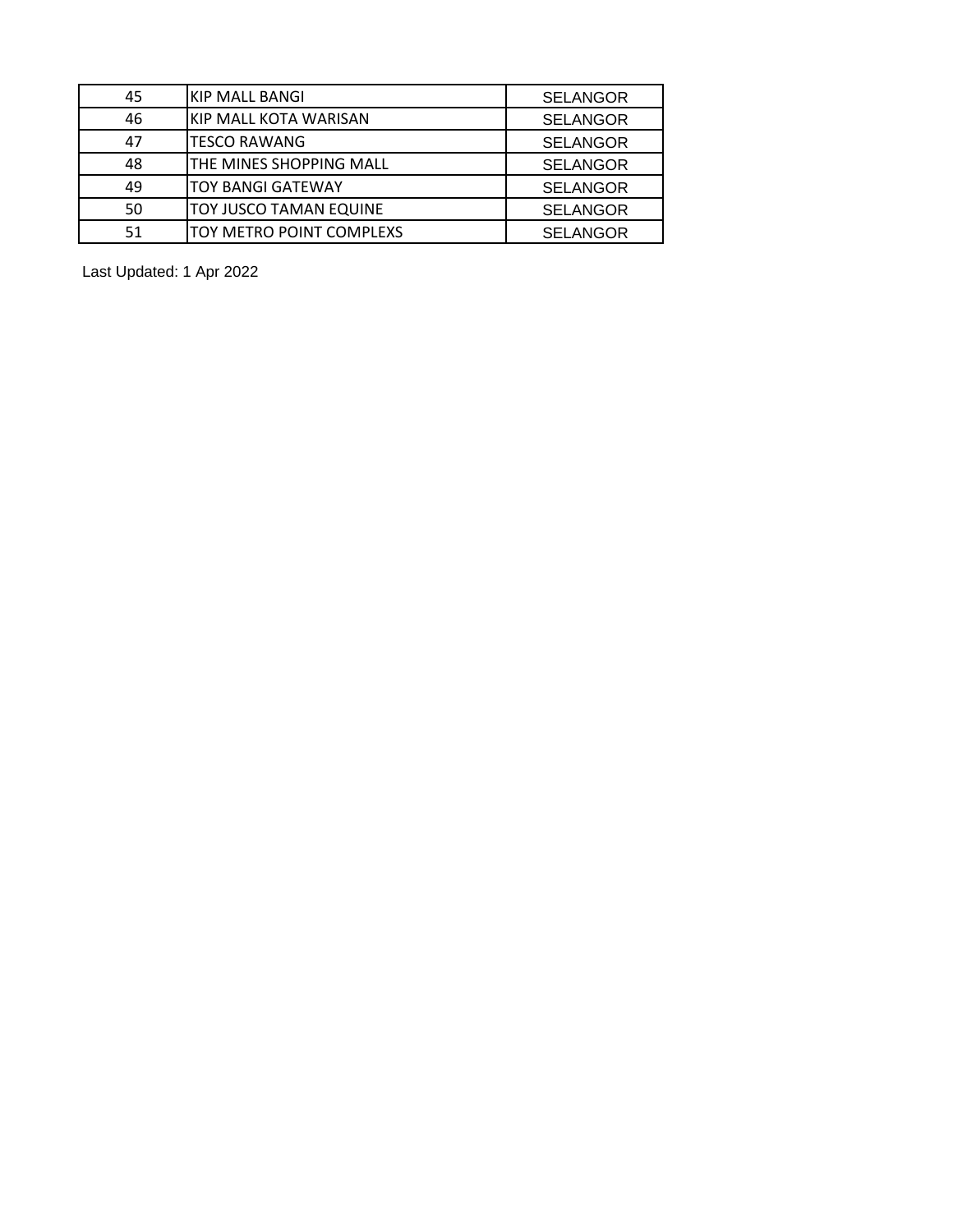| 45 | KIP MALL BANGI | SELANGOR |
|---|---|---|
| 46 | KIP MALL KOTA WARISAN | SELANGOR |
| 47 | TESCO RAWANG | SELANGOR |
| 48 | THE MINES SHOPPING MALL | SELANGOR |
| 49 | TOY BANGI GATEWAY | SELANGOR |
| 50 | TOY JUSCO TAMAN EQUINE | SELANGOR |
| 51 | TOY METRO POINT COMPLEXS | SELANGOR |

Last Updated: 1 Apr 2022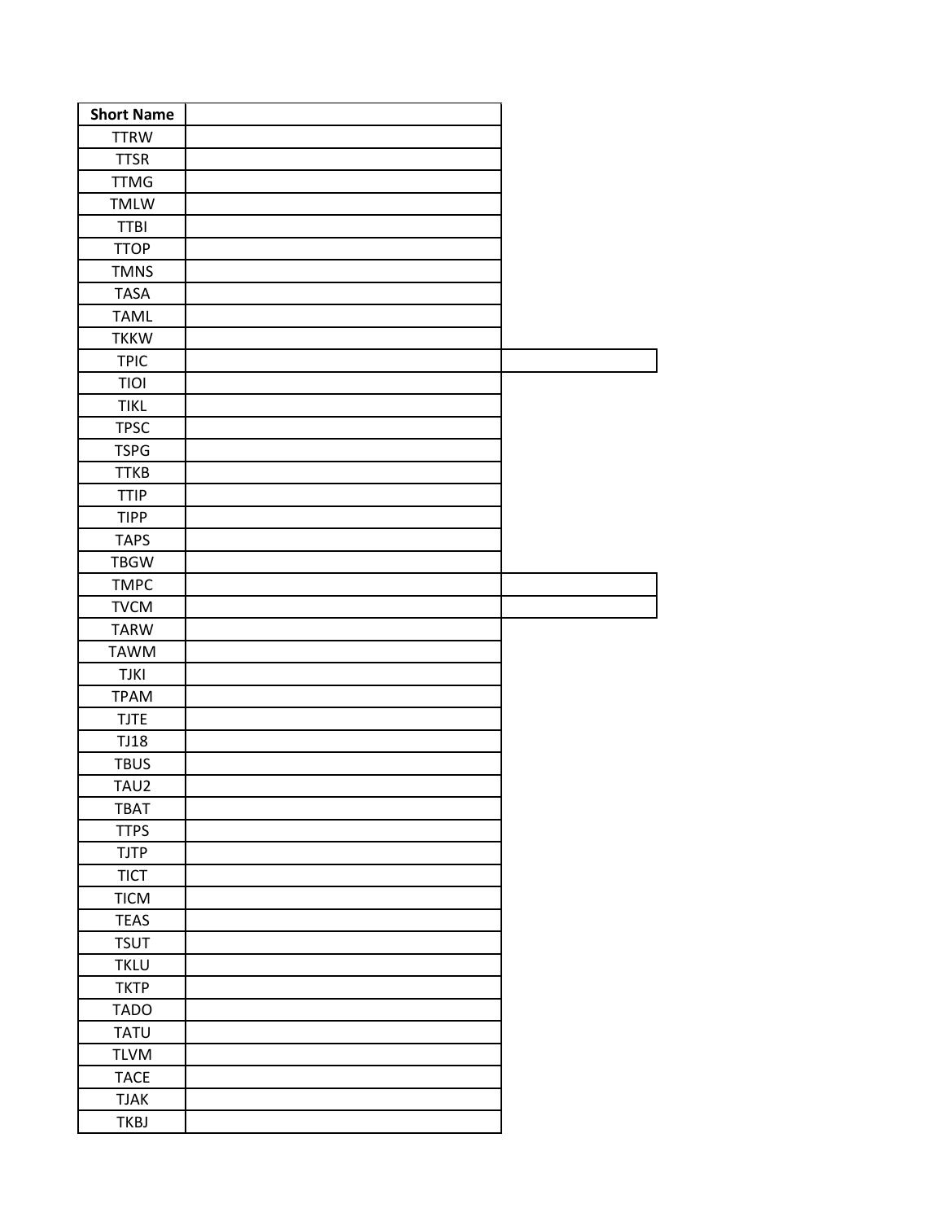| Short Name | |
|---|---|
| TTRW | |
| TTSR | |
| TTMG | |
| TMLW | |
| TTBI | |
| TTOP | |
| TMNS | |
| TASA | |
| TAML | |
| TKKW | |
| TPIC | |
| TIOI | |
| TIKL | |
| TPSC | |
| TSPG | |
| TTKB | |
| TTIP | |
| TIPP | |
| TAPS | |
| TBGW | |
| TMPC | |
| TVCM | |
| TARW | |
| TAWM | |
| TJKI | |
| TPAM | |
| TJTE | |
| TJ18 | |
| TBUS | |
| TAU2 | |
| TBAT | |
| TTPS | |
| TJTP | |
| TICT | |
| TICM | |
| TEAS | |
| TSUT | |
| TKLU | |
| TKTP | |
| TADO | |
| TATU | |
| TLVM | |
| TACE | |
| TJAK | |
| TKBJ | |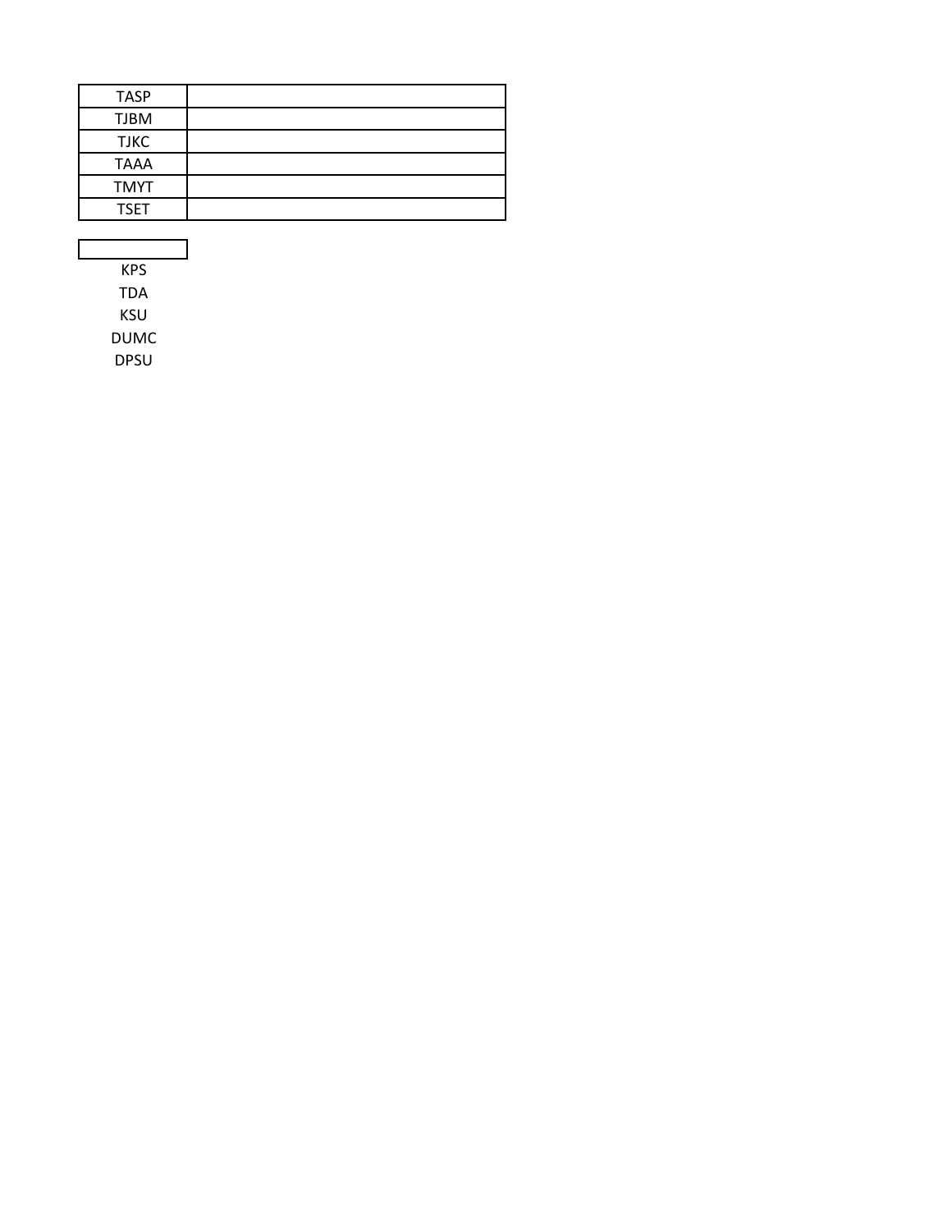| | |
|---|---|
| TASP | |
| TJBM | |
| TJKC | |
| TAAA | |
| TMYT | |
| TSET | |

| |
|---|
| KPS |
| TDA |
| KSU |
| DUMC |
| DPSU |